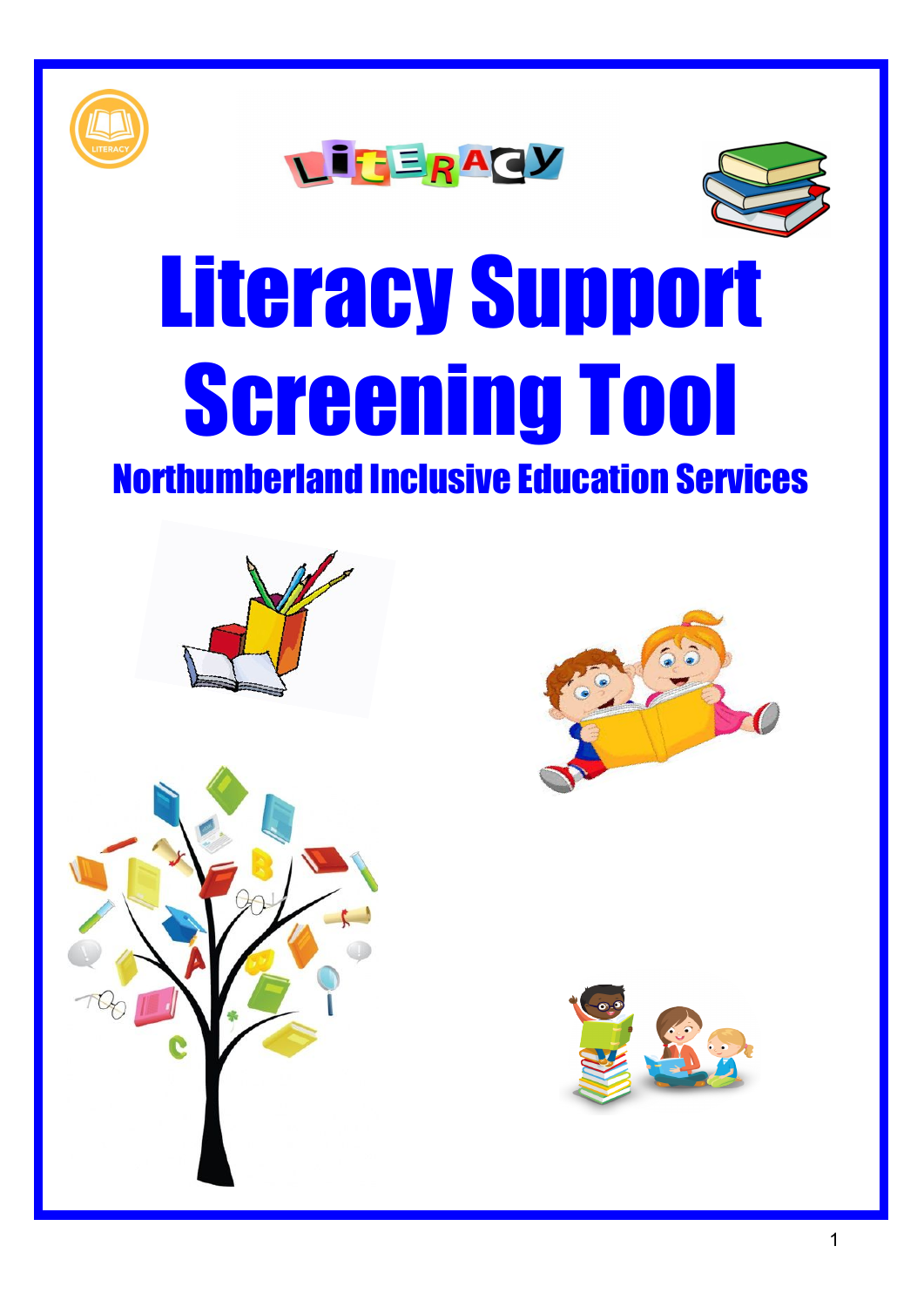# Literacy Support Screening Tool

## Northumberland Inclusive Education Services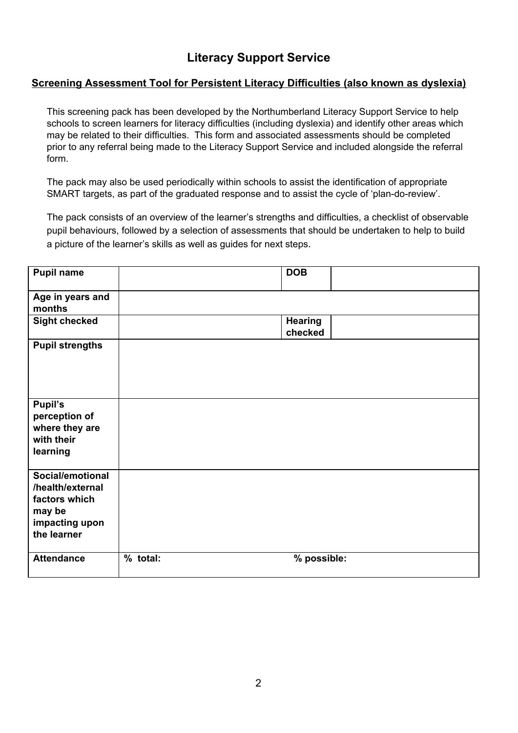# Literacy Support Service

## Screening Assessment Tool for Persistent Literacy Difficulties (also known as dyslexia)

This screening pack has been developed by the Northumberland Literacy Support Service to help schools to screen learners for literacy difficulties (including dyslexia) and identify other areas which may be related to their difficulties. This form and associated assessments should be completed prior to any referral being made to the Literacy Support Service and included alongside the referral form.

The pack may also be used periodically within schools to assist the identification of appropriate SMART targets, as part of the graduated response and to assist the cycle of 'plan-do-review'.

The pack consists of an overview of the learner's strengths and difficulties, a checklist of observable pupil behaviours, followed by a selection of assessments that should be undertaken to help to build a picture of the learner's skills as well as guides for next steps.

| **Pupil name** | | **DOB** | |
|---|---|---|---|
| **Age in years and months** | | | |
| **Sight checked** | | **Hearing checked** | |
| **Pupil strengths** | | | |
| **Pupil's perception of where they are with their learning** | | | |
| **Social/emotional /health/external factors which may be impacting upon the learner** | | | |
| **Attendance** | **% total:** | **% possible:** | |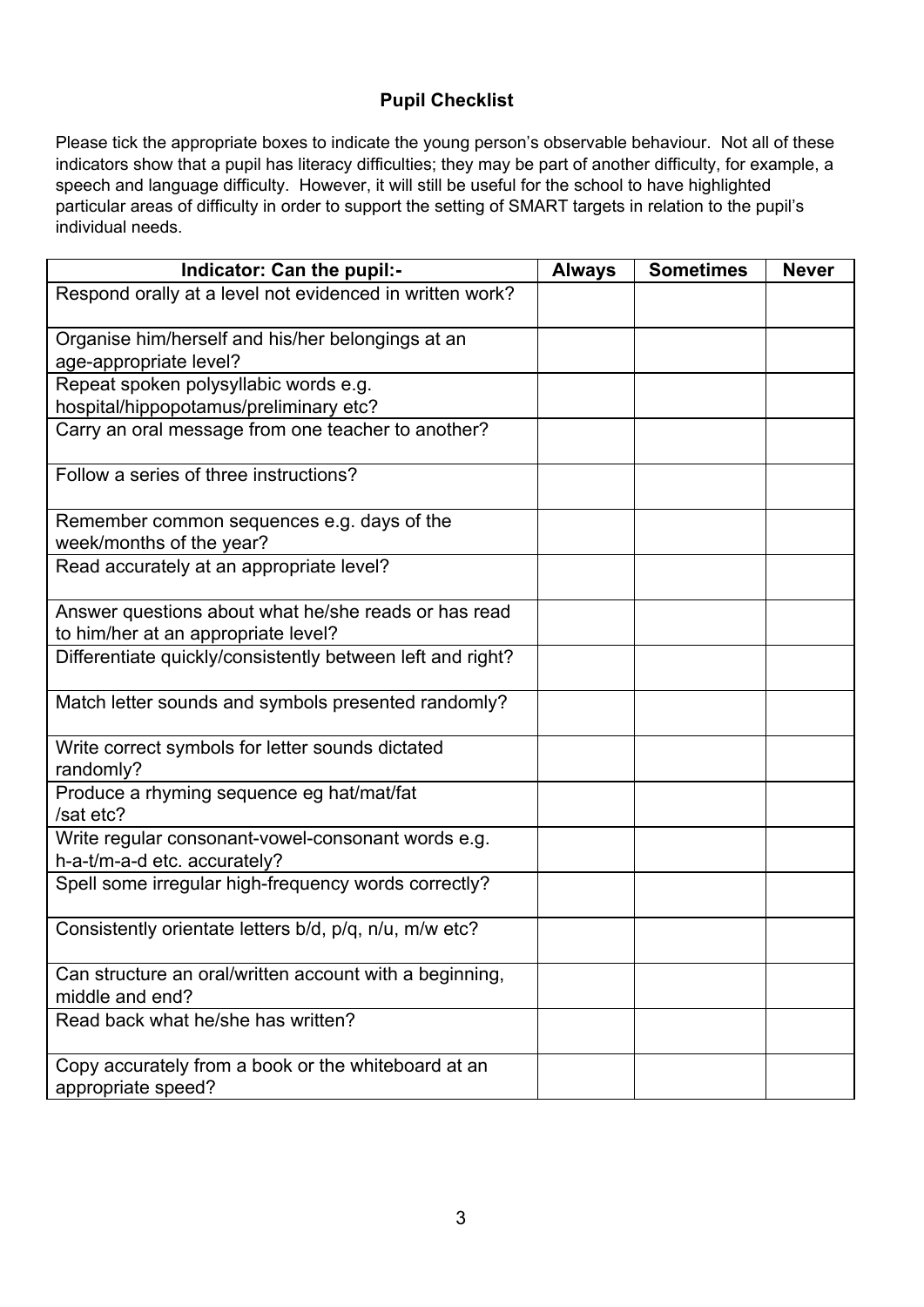## Pupil Checklist

Please tick the appropriate boxes to indicate the young person's observable behaviour. Not all of these indicators show that a pupil has literacy difficulties; they may be part of another difficulty, for example, a speech and language difficulty. However, it will still be useful for the school to have highlighted particular areas of difficulty in order to support the setting of SMART targets in relation to the pupil's individual needs.

| Indicator: Can the pupil:- | Always | Sometimes | Never |
| --- | --- | --- | --- |
| Respond orally at a level not evidenced in written work? | | | |
| Organise him/herself and his/her belongings at an age-appropriate level? | | | |
| Repeat spoken polysyllabic words e.g. hospital/hippopotamus/preliminary etc? | | | |
| Carry an oral message from one teacher to another? | | | |
| Follow a series of three instructions? | | | |
| Remember common sequences e.g. days of the week/months of the year? | | | |
| Read accurately at an appropriate level? | | | |
| Answer questions about what he/she reads or has read to him/her at an appropriate level? | | | |
| Differentiate quickly/consistently between left and right? | | | |
| Match letter sounds and symbols presented randomly? | | | |
| Write correct symbols for letter sounds dictated randomly? | | | |
| Produce a rhyming sequence eg hat/mat/fat /sat etc? | | | |
| Write regular consonant-vowel-consonant words e.g. h-a-t/m-a-d etc. accurately? | | | |
| Spell some irregular high-frequency words correctly? | | | |
| Consistently orientate letters b/d, p/q, n/u, m/w etc? | | | |
| Can structure an oral/written account with a beginning, middle and end? | | | |
| Read back what he/she has written? | | | |
| Copy accurately from a book or the whiteboard at an appropriate speed? | | | |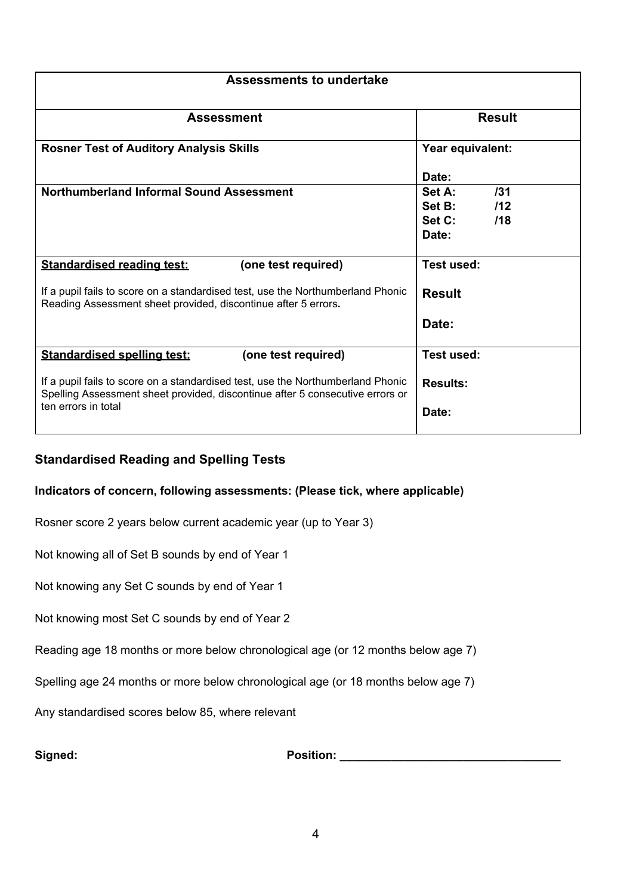| Assessments to undertake | |
|---|---|
| **Assessment** | **Result** |
| **Rosner Test of Auditory Analysis Skills** | **Year equivalent:**<br><br>**Date:** |
| **Northumberland Informal Sound Assessment** | **Set A: /31**<br>**Set B: /12**<br>**Set C: /18**<br>**Date:** |
| **<u>Standardised reading test:</u> (one test required)**<br><br>If a pupil fails to score on a standardised test, use the Northumberland Phonic Reading Assessment sheet provided, discontinue after 5 errors**.** | **Test used:**<br><br>**Result**<br><br>**Date:** |
| **<u>Standardised spelling test:</u> (one test required)**<br><br>If a pupil fails to score on a standardised test, use the Northumberland Phonic Spelling Assessment sheet provided, discontinue after 5 consecutive errors or ten errors in total | **Test used:**<br><br>**Results:**<br><br>**Date:** |

### Standardised Reading and Spelling Tests

**Indicators of concern, following assessments: (Please tick, where applicable)**

Rosner score 2 years below current academic year (up to Year 3)

Not knowing all of Set B sounds by end of Year 1

Not knowing any Set C sounds by end of Year 1

Not knowing most Set C sounds by end of Year 2

Reading age 18 months or more below chronological age (or 12 months below age 7)

Spelling age 24 months or more below chronological age (or 18 months below age 7)

Any standardised scores below 85, where relevant

**Signed:** **Position:** ________________________________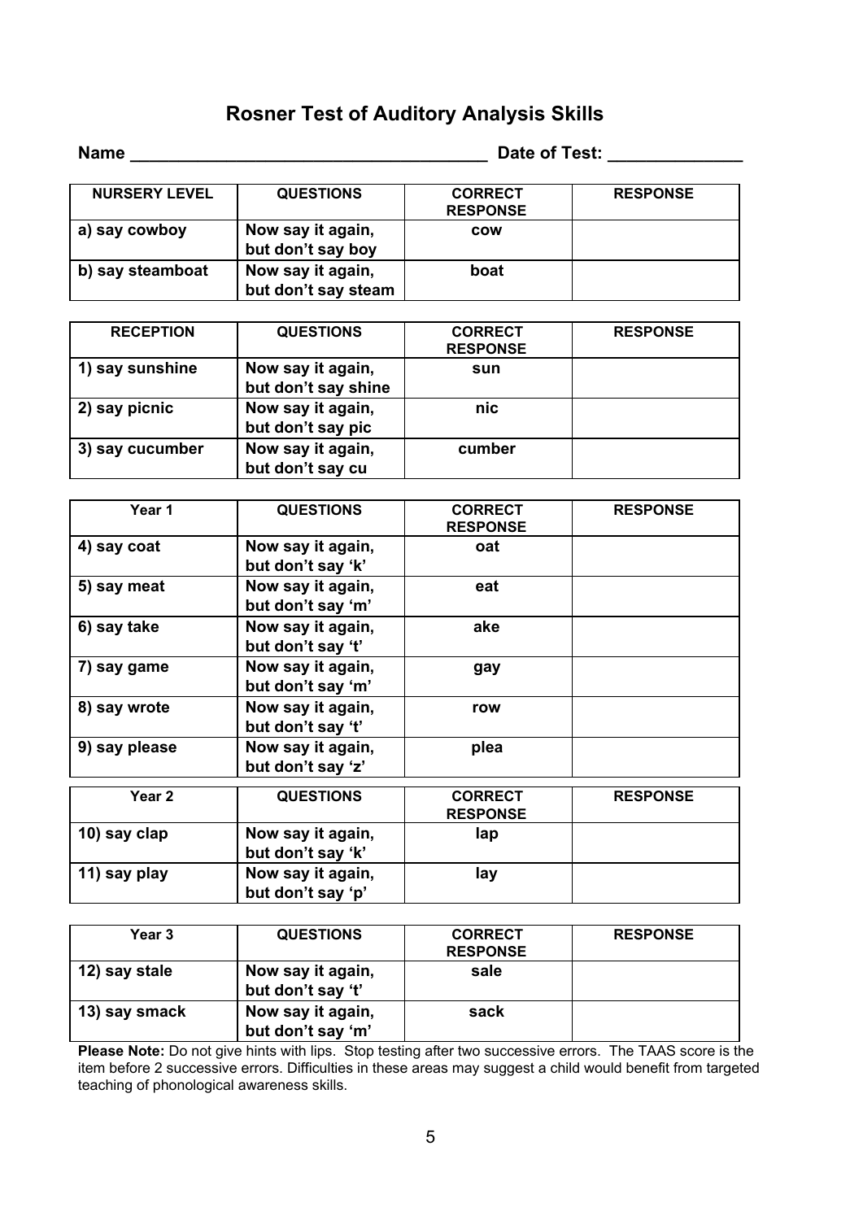# Rosner Test of Auditory Analysis Skills

**Name** ______________________________________ **Date of Test:** ______________

| NURSERY LEVEL | QUESTIONS | CORRECT RESPONSE | RESPONSE |
|---|---|---|---|
| a) say cowboy | Now say it again, but don't say boy | cow | |
| b) say steamboat | Now say it again, but don't say steam | boat | |

| RECEPTION | QUESTIONS | CORRECT RESPONSE | RESPONSE |
|---|---|---|---|
| 1) say sunshine | Now say it again, but don't say shine | sun | |
| 2) say picnic | Now say it again, but don't say pic | nic | |
| 3) say cucumber | Now say it again, but don't say cu | cumber | |

| Year 1 | QUESTIONS | CORRECT RESPONSE | RESPONSE |
|---|---|---|---|
| 4) say coat | Now say it again, but don't say 'k' | oat | |
| 5) say meat | Now say it again, but don't say 'm' | eat | |
| 6) say take | Now say it again, but don't say 't' | ake | |
| 7) say game | Now say it again, but don't say 'm' | gay | |
| 8) say wrote | Now say it again, but don't say 't' | row | |
| 9) say please | Now say it again, but don't say 'z' | plea | |

| Year 2 | QUESTIONS | CORRECT RESPONSE | RESPONSE |
|---|---|---|---|
| 10) say clap | Now say it again, but don't say 'k' | lap | |
| 11) say play | Now say it again, but don't say 'p' | lay | |

| Year 3 | QUESTIONS | CORRECT RESPONSE | RESPONSE |
|---|---|---|---|
| 12) say stale | Now say it again, but don't say 't' | sale | |
| 13) say smack | Now say it again, but don't say 'm' | sack | |

**Please Note:** Do not give hints with lips. Stop testing after two successive errors. The TAAS score is the item before 2 successive errors. Difficulties in these areas may suggest a child would benefit from targeted teaching of phonological awareness skills.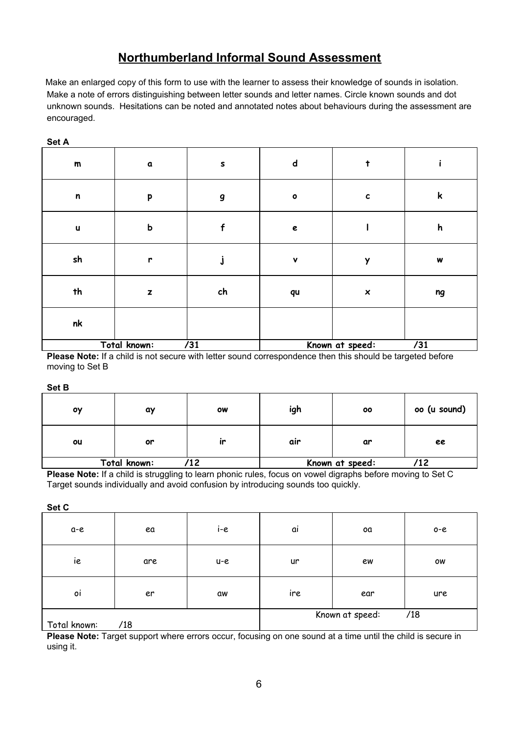# Northumberland Informal Sound Assessment

Make an enlarged copy of this form to use with the learner to assess their knowledge of sounds in isolation. Make a note of errors distinguishing between letter sounds and letter names. Circle known sounds and dot unknown sounds. Hesitations can be noted and annotated notes about behaviours during the assessment are encouraged.

**Set A**

| m | a | s | d | t | i |
|---|---|---|---|---|---|
| n | p | g | o | c | k |
| u | b | f | e | l | h |
| sh | r | j | v | y | w |
| th | z | ch | qu | x | ng |
| nk | | | | | |
| Total known: /31 | | | Known at speed: /31 | | |

**Please Note:** If a child is not secure with letter sound correspondence then this should be targeted before moving to Set B

**Set B**

| oy | ay | ow | igh | oo | oo (u sound) |
|---|---|---|---|---|---|
| ou | or | ir | air | ar | ee |
| Total known: /12 | | | Known at speed: /12 | | |

**Please Note:** If a child is struggling to learn phonic rules, focus on vowel digraphs before moving to Set C Target sounds individually and avoid confusion by introducing sounds too quickly.

**Set C**

| a-e | ea | i-e | ai | oa | o-e |
|---|---|---|---|---|---|
| ie | are | u-e | ur | ew | ow |
| oi | er | aw | ire | ear | ure |
| Total known: /18 | | | Known at speed: /18 | | |

**Please Note:** Target support where errors occur, focusing on one sound at a time until the child is secure in using it.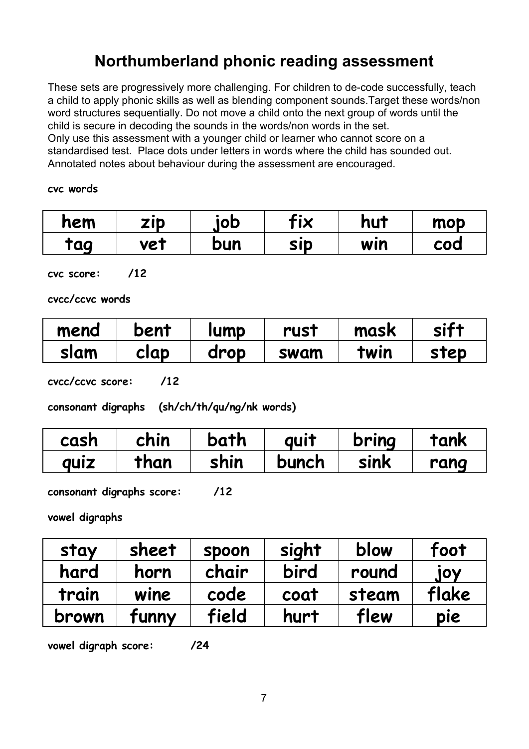# Northumberland phonic reading assessment

These sets are progressively more challenging. For children to de-code successfully, teach a child to apply phonic skills as well as blending component sounds.Target these words/non word structures sequentially. Do not move a child onto the next group of words until the child is secure in decoding the sounds in the words/non words in the set.
Only use this assessment with a younger child or learner who cannot score on a standardised test. Place dots under letters in words where the child has sounded out. Annotated notes about behaviour during the assessment are encouraged.

**cvc words**

| hem | zip | job | fix | hut | mop |
|---|---|---|---|---|---|
| tag | vet | bun | sip | win | cod |

**cvc score: /12**

**cvcc/ccvc words**

| mend | bent | lump | rust | mask | sift |
|---|---|---|---|---|---|
| slam | clap | drop | swam | twin | step |

**cvcc/ccvc score: /12**

**consonant digraphs (sh/ch/th/qu/ng/nk words)**

| cash | chin | bath | quit | bring | tank |
|---|---|---|---|---|---|
| quiz | than | shin | bunch | sink | rang |

**consonant digraphs score: /12**

**vowel digraphs**

| stay | sheet | spoon | sight | blow | foot |
|---|---|---|---|---|---|
| hard | horn | chair | bird | round | joy |
| train | wine | code | coat | steam | flake |
| brown | funny | field | hurt | flew | pie |

**vowel digraph score: /24**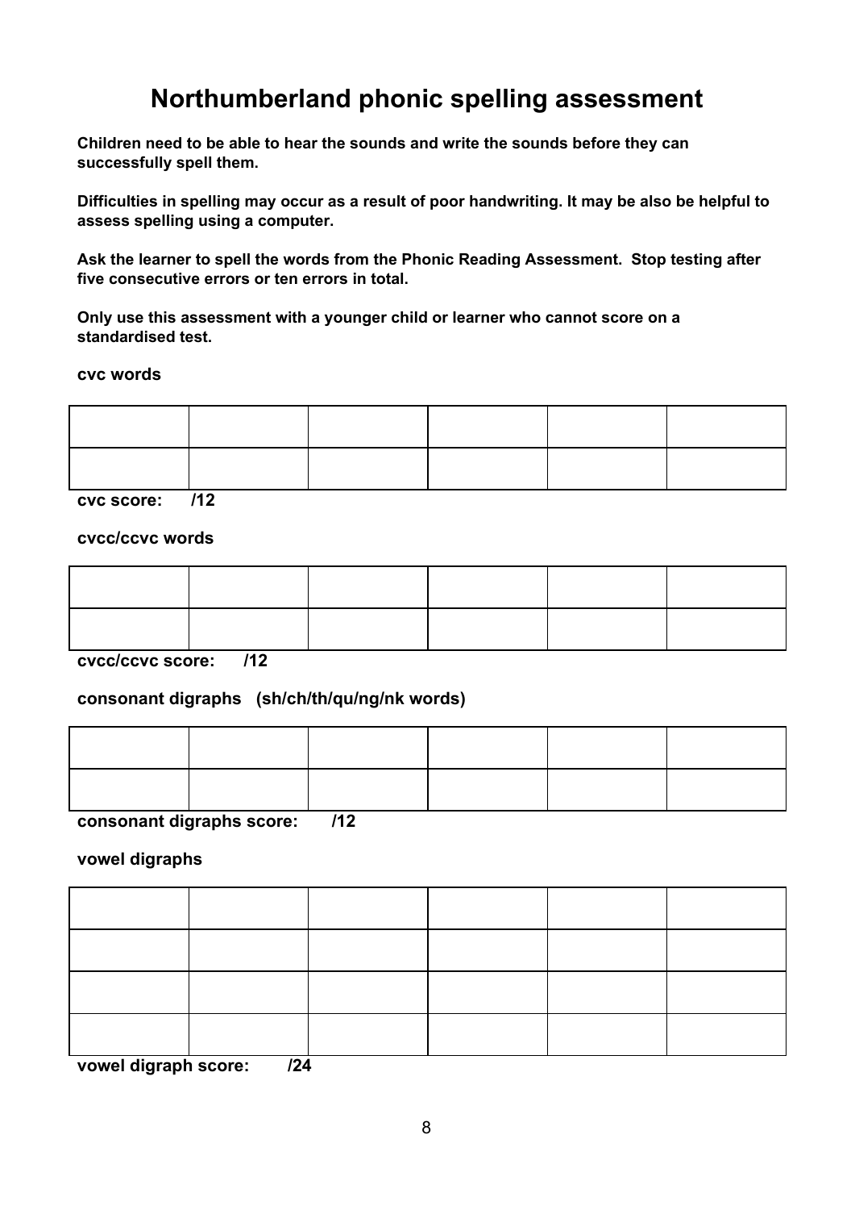# Northumberland phonic spelling assessment

**Children need to be able to hear the sounds and write the sounds before they can successfully spell them.**

**Difficulties in spelling may occur as a result of poor handwriting. It may be also be helpful to assess spelling using a computer.**

**Ask the learner to spell the words from the Phonic Reading Assessment. Stop testing after five consecutive errors or ten errors in total.**

**Only use this assessment with a younger child or learner who cannot score on a standardised test.**

**cvc words**

| | | | | | |
|---|---|---|---|---|---|
| | | | | | |
| | | | | | |

**cvc score: /12**

**cvcc/ccvc words**

| | | | | | |
|---|---|---|---|---|---|
| | | | | | |
| | | | | | |

**cvcc/ccvc score: /12**

**consonant digraphs (sh/ch/th/qu/ng/nk words)**

| | | | | | |
|---|---|---|---|---|---|
| | | | | | |
| | | | | | |

**consonant digraphs score: /12**

**vowel digraphs**

| | | | | | |
|---|---|---|---|---|---|
| | | | | | |
| | | | | | |
| | | | | | |
| | | | | | |

**vowel digraph score: /24**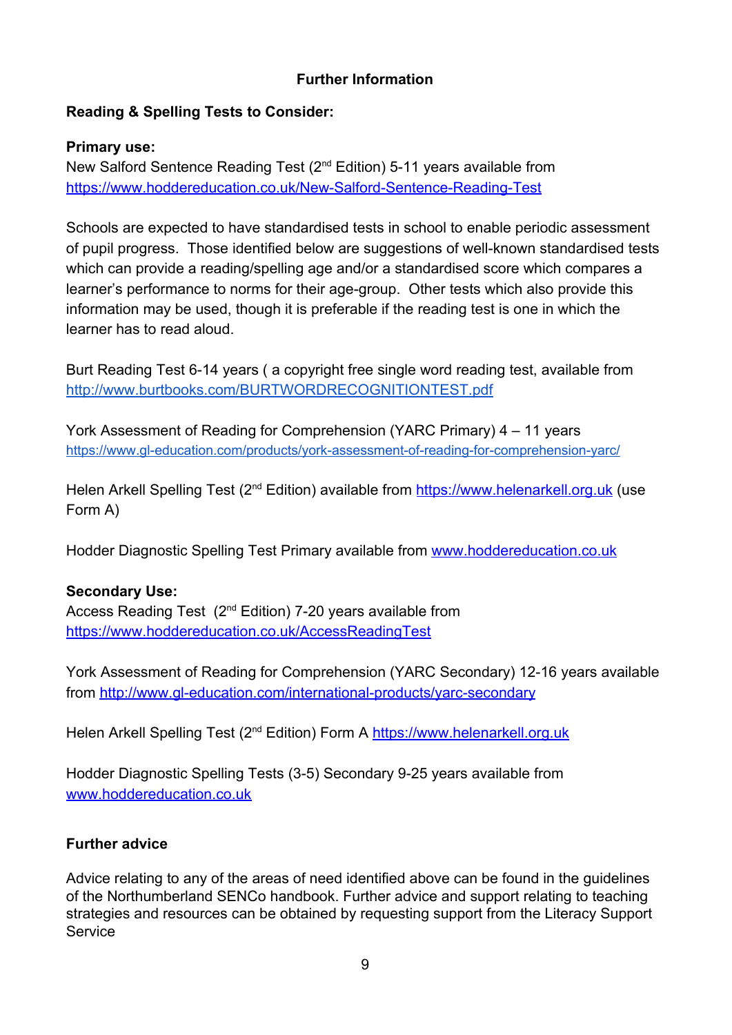## Further Information

**Reading & Spelling Tests to Consider:**

**Primary use:**
New Salford Sentence Reading Test (2nd Edition) 5-11 years available from https://www.hoddereducation.co.uk/New-Salford-Sentence-Reading-Test

Schools are expected to have standardised tests in school to enable periodic assessment of pupil progress. Those identified below are suggestions of well-known standardised tests which can provide a reading/spelling age and/or a standardised score which compares a learner's performance to norms for their age-group. Other tests which also provide this information may be used, though it is preferable if the reading test is one in which the learner has to read aloud.

Burt Reading Test 6-14 years ( a copyright free single word reading test, available from http://www.burtbooks.com/BURTWORDRECOGNITIONTEST.pdf

York Assessment of Reading for Comprehension (YARC Primary) 4 – 11 years https://www.gl-education.com/products/york-assessment-of-reading-for-comprehension-yarc/

Helen Arkell Spelling Test (2nd Edition) available from https://www.helenarkell.org.uk (use Form A)

Hodder Diagnostic Spelling Test Primary available from www.hoddereducation.co.uk

**Secondary Use:**
Access Reading Test (2nd Edition) 7-20 years available from https://www.hoddereducation.co.uk/AccessReadingTest

York Assessment of Reading for Comprehension (YARC Secondary) 12-16 years available from http://www.gl-education.com/international-products/yarc-secondary

Helen Arkell Spelling Test (2nd Edition) Form A https://www.helenarkell.org.uk

Hodder Diagnostic Spelling Tests (3-5) Secondary 9-25 years available from www.hoddereducation.co.uk

**Further advice**

Advice relating to any of the areas of need identified above can be found in the guidelines of the Northumberland SENCo handbook. Further advice and support relating to teaching strategies and resources can be obtained by requesting support from the Literacy Support Service